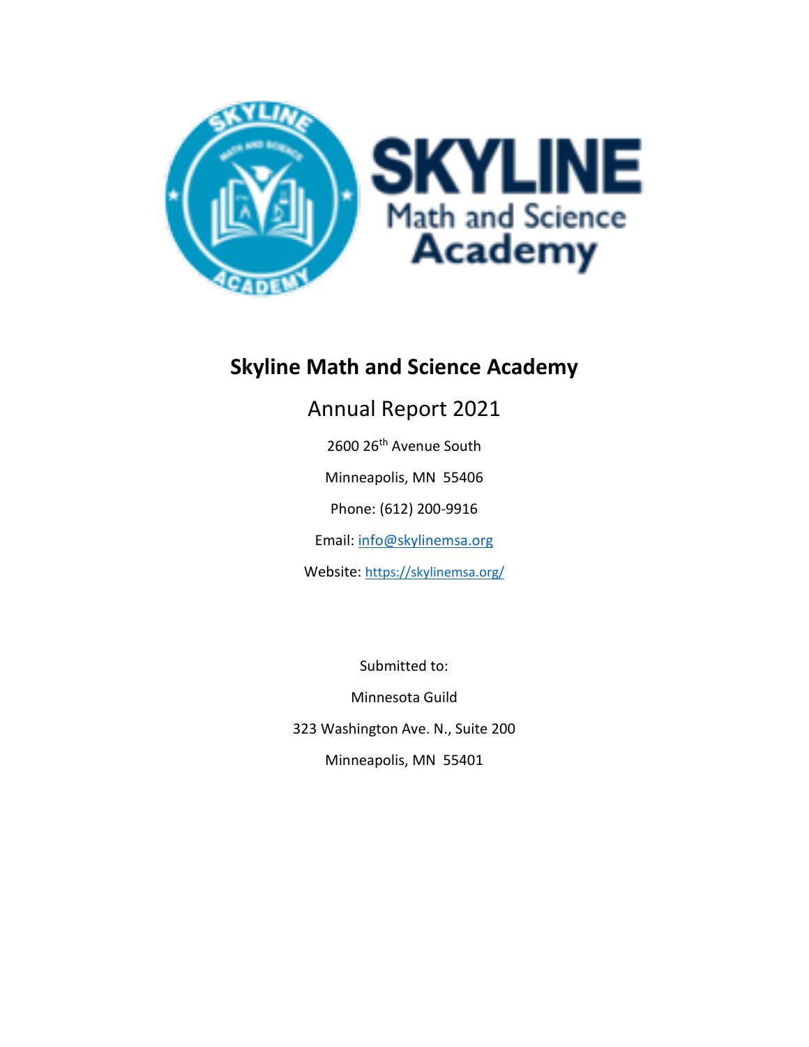# Skyline Math and Science Academy

## Annual Report 2021

2600 26th Avenue South

Minneapolis, MN 55406

Phone: (612) 200-9916

Email: info@skylinemsa.org

Website: https://skylinemsa.org/

Submitted to:

Minnesota Guild

323 Washington Ave. N., Suite 200

Minneapolis, MN 55401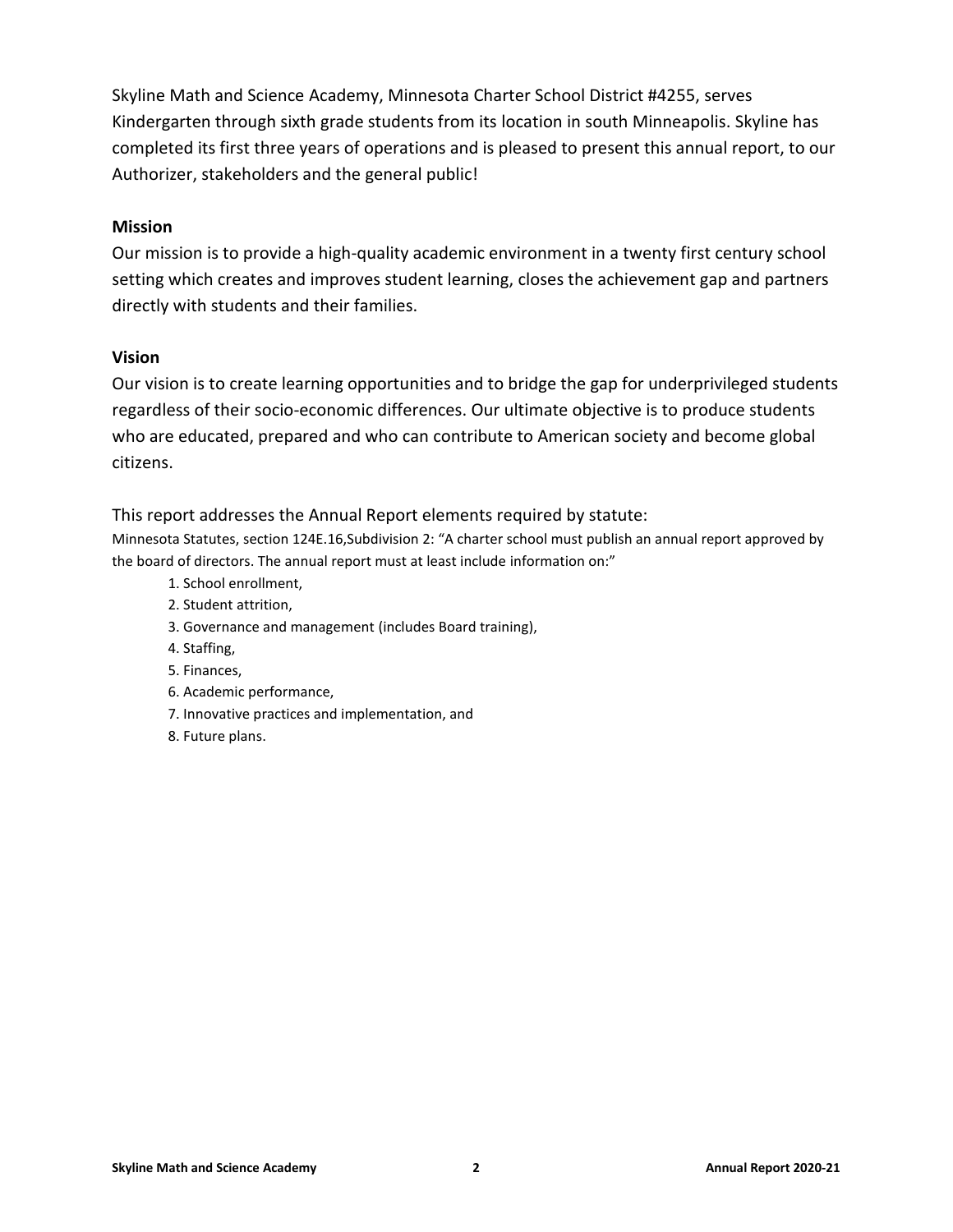Skyline Math and Science Academy, Minnesota Charter School District #4255, serves Kindergarten through sixth grade students from its location in south Minneapolis. Skyline has completed its first three years of operations and is pleased to present this annual report, to our Authorizer, stakeholders and the general public!

## Mission

Our mission is to provide a high-quality academic environment in a twenty first century school setting which creates and improves student learning, closes the achievement gap and partners directly with students and their families.

## Vision

Our vision is to create learning opportunities and to bridge the gap for underprivileged students regardless of their socio-economic differences. Our ultimate objective is to produce students who are educated, prepared and who can contribute to American society and become global citizens.

This report addresses the Annual Report elements required by statute:

Minnesota Statutes, section 124E.16,Subdivision 2: "A charter school must publish an annual report approved by the board of directors. The annual report must at least include information on:"

1. School enrollment,
2. Student attrition,
3. Governance and management (includes Board training),
4. Staffing,
5. Finances,
6. Academic performance,
7. Innovative practices and implementation, and
8. Future plans.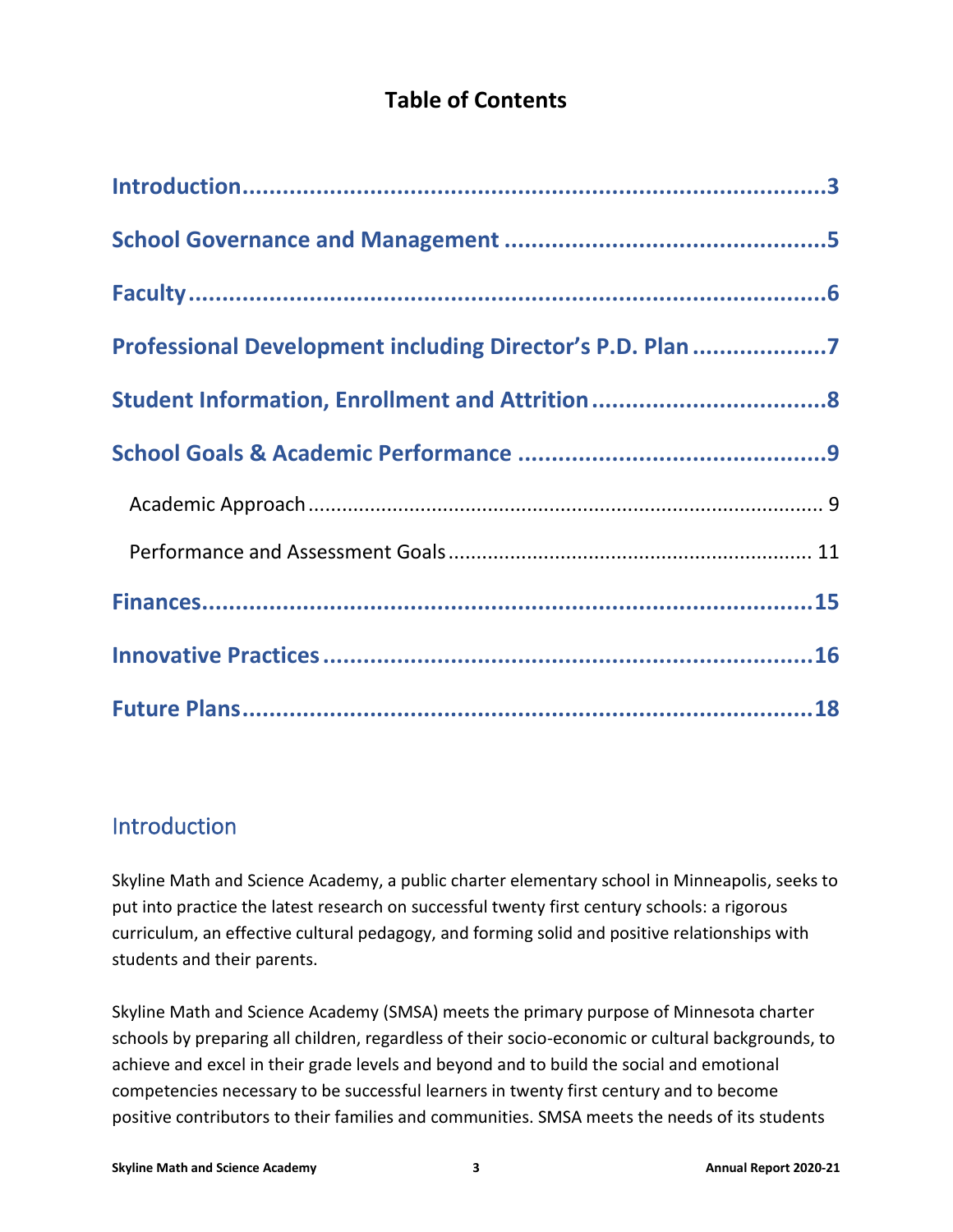# Table of Contents

- Introduction...3
- School Governance and Management...5
- Faculty...6
- Professional Development including Director's P.D. Plan...7
- Student Information, Enrollment and Attrition...8
- School Goals & Academic Performance...9
  - Academic Approach...9
  - Performance and Assessment Goals...11
- Finances...15
- Innovative Practices...16
- Future Plans...18

## Introduction

Skyline Math and Science Academy, a public charter elementary school in Minneapolis, seeks to put into practice the latest research on successful twenty first century schools: a rigorous curriculum, an effective cultural pedagogy, and forming solid and positive relationships with students and their parents.

Skyline Math and Science Academy (SMSA) meets the primary purpose of Minnesota charter schools by preparing all children, regardless of their socio-economic or cultural backgrounds, to achieve and excel in their grade levels and beyond and to build the social and emotional competencies necessary to be successful learners in twenty first century and to become positive contributors to their families and communities. SMSA meets the needs of its students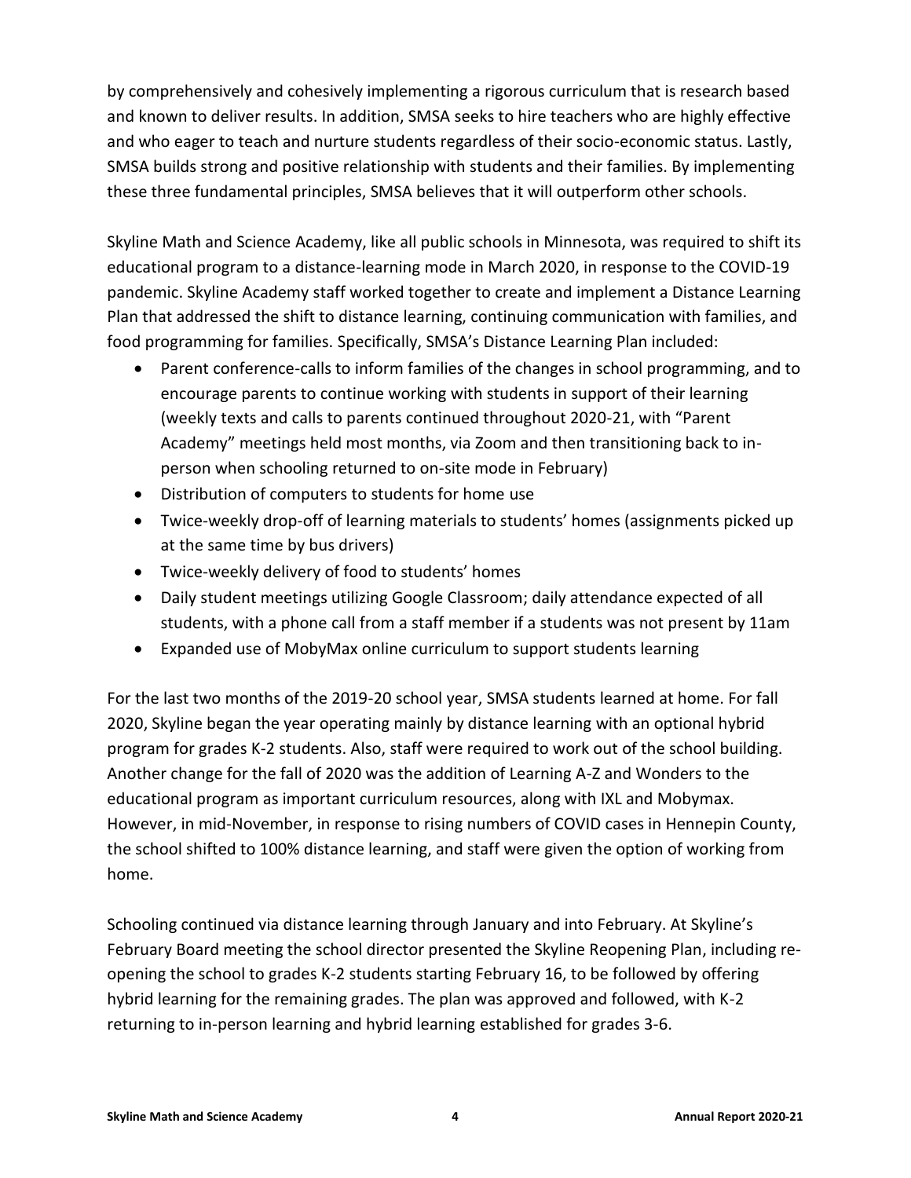by comprehensively and cohesively implementing a rigorous curriculum that is research based and known to deliver results. In addition, SMSA seeks to hire teachers who are highly effective and who eager to teach and nurture students regardless of their socio-economic status. Lastly, SMSA builds strong and positive relationship with students and their families. By implementing these three fundamental principles, SMSA believes that it will outperform other schools.

Skyline Math and Science Academy, like all public schools in Minnesota, was required to shift its educational program to a distance-learning mode in March 2020, in response to the COVID-19 pandemic. Skyline Academy staff worked together to create and implement a Distance Learning Plan that addressed the shift to distance learning, continuing communication with families, and food programming for families. Specifically, SMSA's Distance Learning Plan included:

- Parent conference-calls to inform families of the changes in school programming, and to encourage parents to continue working with students in support of their learning (weekly texts and calls to parents continued throughout 2020-21, with "Parent Academy" meetings held most months, via Zoom and then transitioning back to in-person when schooling returned to on-site mode in February)
- Distribution of computers to students for home use
- Twice-weekly drop-off of learning materials to students' homes (assignments picked up at the same time by bus drivers)
- Twice-weekly delivery of food to students' homes
- Daily student meetings utilizing Google Classroom; daily attendance expected of all students, with a phone call from a staff member if a students was not present by 11am
- Expanded use of MobyMax online curriculum to support students learning

For the last two months of the 2019-20 school year, SMSA students learned at home. For fall 2020, Skyline began the year operating mainly by distance learning with an optional hybrid program for grades K-2 students. Also, staff were required to work out of the school building. Another change for the fall of 2020 was the addition of Learning A-Z and Wonders to the educational program as important curriculum resources, along with IXL and Mobymax. However, in mid-November, in response to rising numbers of COVID cases in Hennepin County, the school shifted to 100% distance learning, and staff were given the option of working from home.

Schooling continued via distance learning through January and into February. At Skyline's February Board meeting the school director presented the Skyline Reopening Plan, including re-opening the school to grades K-2 students starting February 16, to be followed by offering hybrid learning for the remaining grades. The plan was approved and followed, with K-2 returning to in-person learning and hybrid learning established for grades 3-6.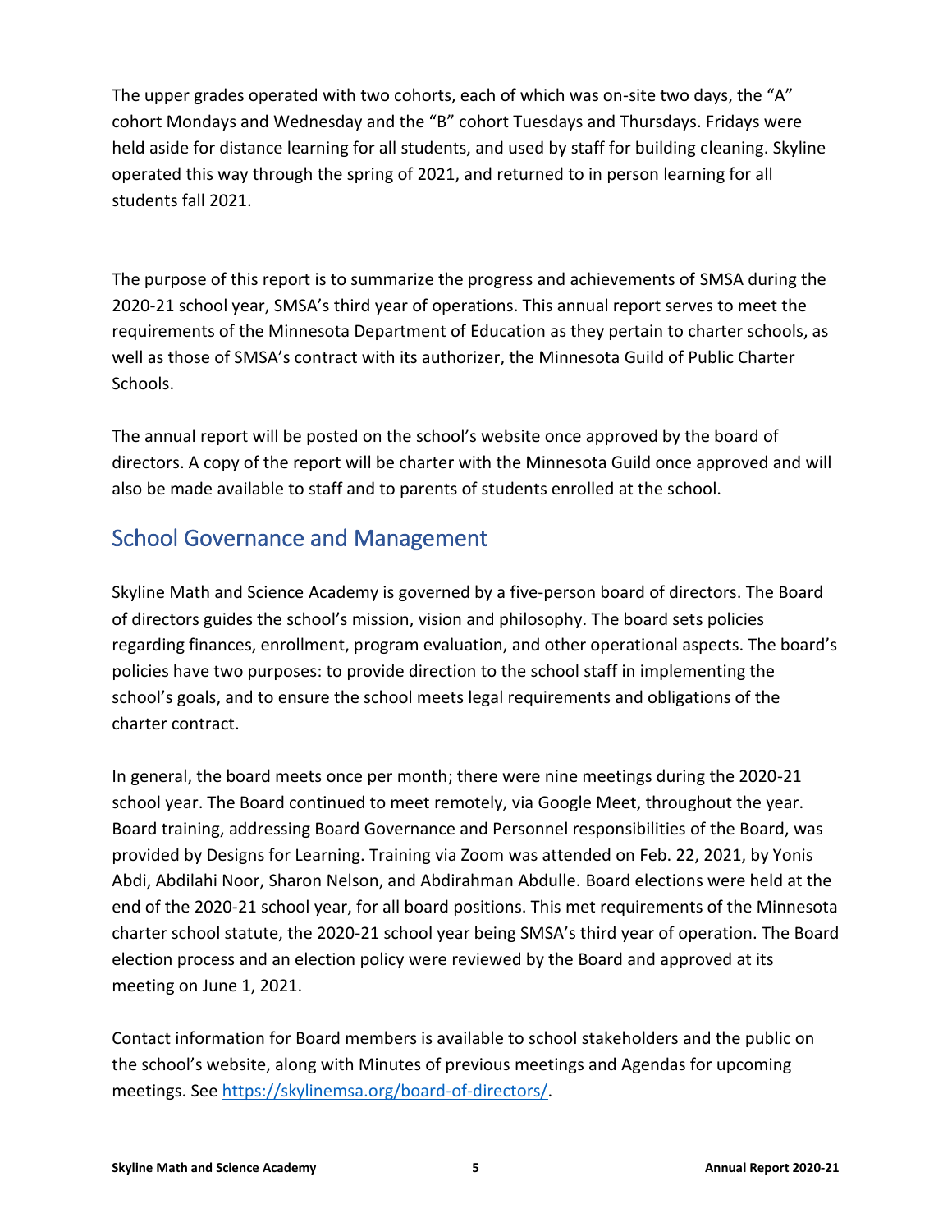The upper grades operated with two cohorts, each of which was on-site two days, the "A" cohort Mondays and Wednesday and the "B" cohort Tuesdays and Thursdays. Fridays were held aside for distance learning for all students, and used by staff for building cleaning. Skyline operated this way through the spring of 2021, and returned to in person learning for all students fall 2021.

The purpose of this report is to summarize the progress and achievements of SMSA during the 2020-21 school year, SMSA's third year of operations. This annual report serves to meet the requirements of the Minnesota Department of Education as they pertain to charter schools, as well as those of SMSA's contract with its authorizer, the Minnesota Guild of Public Charter Schools.

The annual report will be posted on the school's website once approved by the board of directors. A copy of the report will be charter with the Minnesota Guild once approved and will also be made available to staff and to parents of students enrolled at the school.

## School Governance and Management

Skyline Math and Science Academy is governed by a five-person board of directors. The Board of directors guides the school's mission, vision and philosophy. The board sets policies regarding finances, enrollment, program evaluation, and other operational aspects. The board's policies have two purposes: to provide direction to the school staff in implementing the school's goals, and to ensure the school meets legal requirements and obligations of the charter contract.

In general, the board meets once per month; there were nine meetings during the 2020-21 school year. The Board continued to meet remotely, via Google Meet, throughout the year. Board training, addressing Board Governance and Personnel responsibilities of the Board, was provided by Designs for Learning. Training via Zoom was attended on Feb. 22, 2021, by Yonis Abdi, Abdilahi Noor, Sharon Nelson, and Abdirahman Abdulle. Board elections were held at the end of the 2020-21 school year, for all board positions. This met requirements of the Minnesota charter school statute, the 2020-21 school year being SMSA's third year of operation. The Board election process and an election policy were reviewed by the Board and approved at its meeting on June 1, 2021.

Contact information for Board members is available to school stakeholders and the public on the school's website, along with Minutes of previous meetings and Agendas for upcoming meetings. See https://skylinemsa.org/board-of-directors/.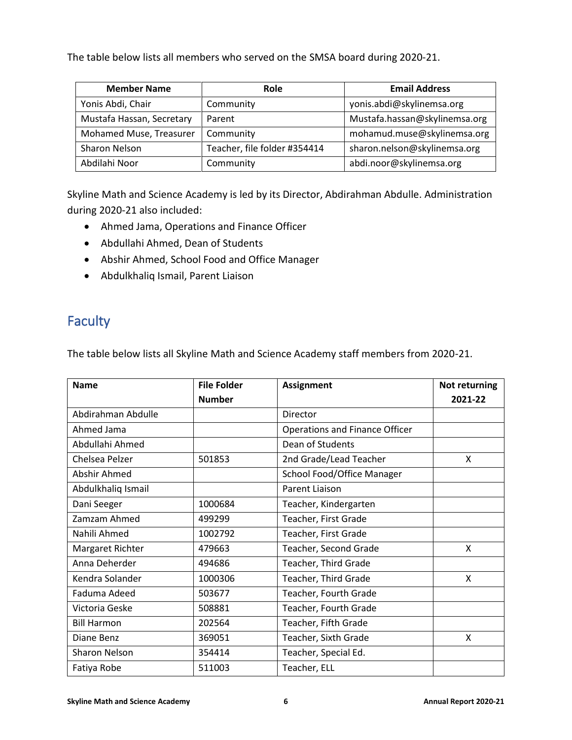The table below lists all members who served on the SMSA board during 2020-21.

| Member Name | Role | Email Address |
|---|---|---|
| Yonis Abdi, Chair | Community | yonis.abdi@skylinemsa.org |
| Mustafa Hassan, Secretary | Parent | Mustafa.hassan@skylinemsa.org |
| Mohamed Muse, Treasurer | Community | mohamud.muse@skylinemsa.org |
| Sharon Nelson | Teacher, file folder #354414 | sharon.nelson@skylinemsa.org |
| Abdilahi Noor | Community | abdi.noor@skylinemsa.org |

Skyline Math and Science Academy is led by its Director, Abdirahman Abdulle. Administration during 2020-21 also included:

- Ahmed Jama, Operations and Finance Officer
- Abdullahi Ahmed, Dean of Students
- Abshir Ahmed, School Food and Office Manager
- Abdulkhaliq Ismail, Parent Liaison

## Faculty

The table below lists all Skyline Math and Science Academy staff members from 2020-21.

| Name | File Folder Number | Assignment | Not returning 2021-22 |
|---|---|---|---|
| Abdirahman Abdulle | | Director | |
| Ahmed Jama | | Operations and Finance Officer | |
| Abdullahi Ahmed | | Dean of Students | |
| Chelsea Pelzer | 501853 | 2nd Grade/Lead Teacher | X |
| Abshir Ahmed | | School Food/Office Manager | |
| Abdulkhaliq Ismail | | Parent Liaison | |
| Dani Seeger | 1000684 | Teacher, Kindergarten | |
| Zamzam Ahmed | 499299 | Teacher, First Grade | |
| Nahili Ahmed | 1002792 | Teacher, First Grade | |
| Margaret Richter | 479663 | Teacher, Second Grade | X |
| Anna Deherder | 494686 | Teacher, Third Grade | |
| Kendra Solander | 1000306 | Teacher, Third Grade | X |
| Faduma Adeed | 503677 | Teacher, Fourth Grade | |
| Victoria Geske | 508881 | Teacher, Fourth Grade | |
| Bill Harmon | 202564 | Teacher, Fifth Grade | |
| Diane Benz | 369051 | Teacher, Sixth Grade | X |
| Sharon Nelson | 354414 | Teacher, Special Ed. | |
| Fatiya Robe | 511003 | Teacher, ELL | |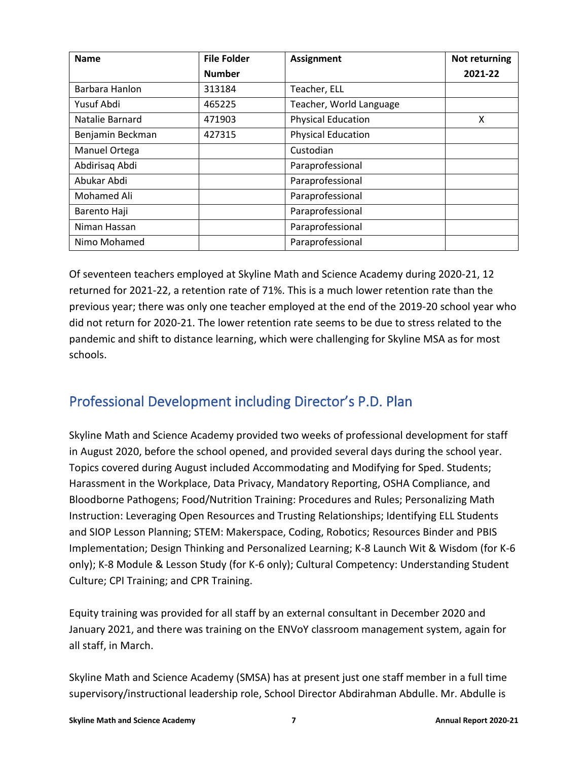| Name | File Folder Number | Assignment | Not returning 2021-22 |
| --- | --- | --- | --- |
| Barbara Hanlon | 313184 | Teacher, ELL | |
| Yusuf Abdi | 465225 | Teacher, World Language | |
| Natalie Barnard | 471903 | Physical Education | X |
| Benjamin Beckman | 427315 | Physical Education | |
| Manuel Ortega | | Custodian | |
| Abdirisaq Abdi | | Paraprofessional | |
| Abukar Abdi | | Paraprofessional | |
| Mohamed Ali | | Paraprofessional | |
| Barento Haji | | Paraprofessional | |
| Niman Hassan | | Paraprofessional | |
| Nimo Mohamed | | Paraprofessional | |

Of seventeen teachers employed at Skyline Math and Science Academy during 2020-21, 12 returned for 2021-22, a retention rate of 71%. This is a much lower retention rate than the previous year; there was only one teacher employed at the end of the 2019-20 school year who did not return for 2020-21. The lower retention rate seems to be due to stress related to the pandemic and shift to distance learning, which were challenging for Skyline MSA as for most schools.

## Professional Development including Director's P.D. Plan

Skyline Math and Science Academy provided two weeks of professional development for staff in August 2020, before the school opened, and provided several days during the school year. Topics covered during August included Accommodating and Modifying for Sped. Students; Harassment in the Workplace, Data Privacy, Mandatory Reporting, OSHA Compliance, and Bloodborne Pathogens; Food/Nutrition Training: Procedures and Rules; Personalizing Math Instruction: Leveraging Open Resources and Trusting Relationships; Identifying ELL Students and SIOP Lesson Planning; STEM: Makerspace, Coding, Robotics; Resources Binder and PBIS Implementation; Design Thinking and Personalized Learning; K-8 Launch Wit & Wisdom (for K-6 only); K-8 Module & Lesson Study (for K-6 only); Cultural Competency: Understanding Student Culture; CPI Training; and CPR Training.

Equity training was provided for all staff by an external consultant in December 2020 and January 2021, and there was training on the ENVoY classroom management system, again for all staff, in March.

Skyline Math and Science Academy (SMSA) has at present just one staff member in a full time supervisory/instructional leadership role, School Director Abdirahman Abdulle. Mr. Abdulle is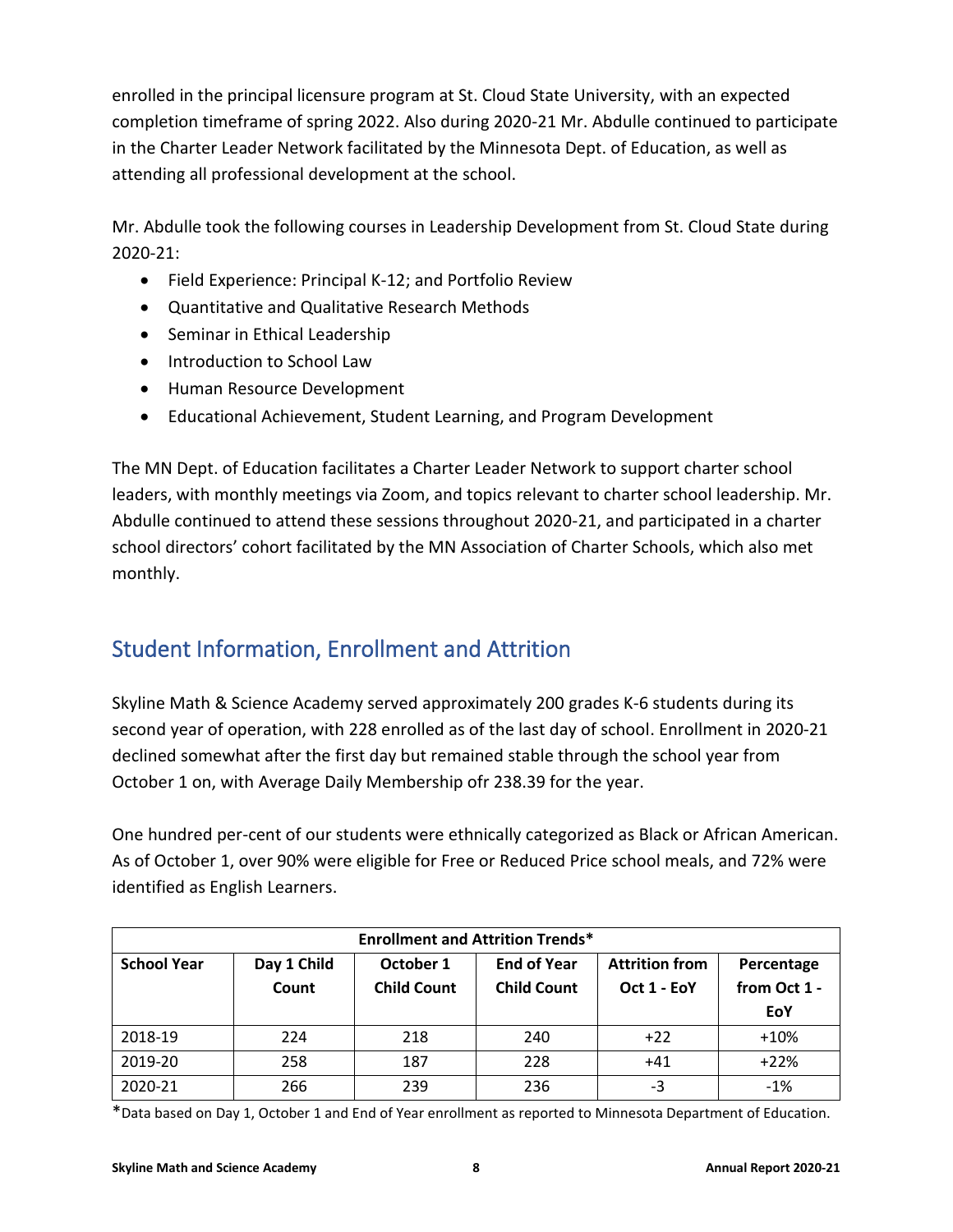enrolled in the principal licensure program at St. Cloud State University, with an expected completion timeframe of spring 2022. Also during 2020-21 Mr. Abdulle continued to participate in the Charter Leader Network facilitated by the Minnesota Dept. of Education, as well as attending all professional development at the school.

Mr. Abdulle took the following courses in Leadership Development from St. Cloud State during 2020-21:

- Field Experience: Principal K-12; and Portfolio Review
- Quantitative and Qualitative Research Methods
- Seminar in Ethical Leadership
- Introduction to School Law
- Human Resource Development
- Educational Achievement, Student Learning, and Program Development

The MN Dept. of Education facilitates a Charter Leader Network to support charter school leaders, with monthly meetings via Zoom, and topics relevant to charter school leadership. Mr. Abdulle continued to attend these sessions throughout 2020-21, and participated in a charter school directors' cohort facilitated by the MN Association of Charter Schools, which also met monthly.

## Student Information, Enrollment and Attrition

Skyline Math & Science Academy served approximately 200 grades K-6 students during its second year of operation, with 228 enrolled as of the last day of school. Enrollment in 2020-21 declined somewhat after the first day but remained stable through the school year from October 1 on, with Average Daily Membership ofr 238.39 for the year.

One hundred per-cent of our students were ethnically categorized as Black or African American. As of October 1, over 90% were eligible for Free or Reduced Price school meals, and 72% were identified as English Learners.

| Enrollment and Attrition Trends* | | | | | |
|---|---|---|---|---|---|
| **School Year** | **Day 1 Child Count** | **October 1 Child Count** | **End of Year Child Count** | **Attrition from Oct 1 - EoY** | **Percentage from Oct 1 - EoY** |
| 2018-19 | 224 | 218 | 240 | +22 | +10% |
| 2019-20 | 258 | 187 | 228 | +41 | +22% |
| 2020-21 | 266 | 239 | 236 | -3 | -1% |

*Data based on Day 1, October 1 and End of Year enrollment as reported to Minnesota Department of Education.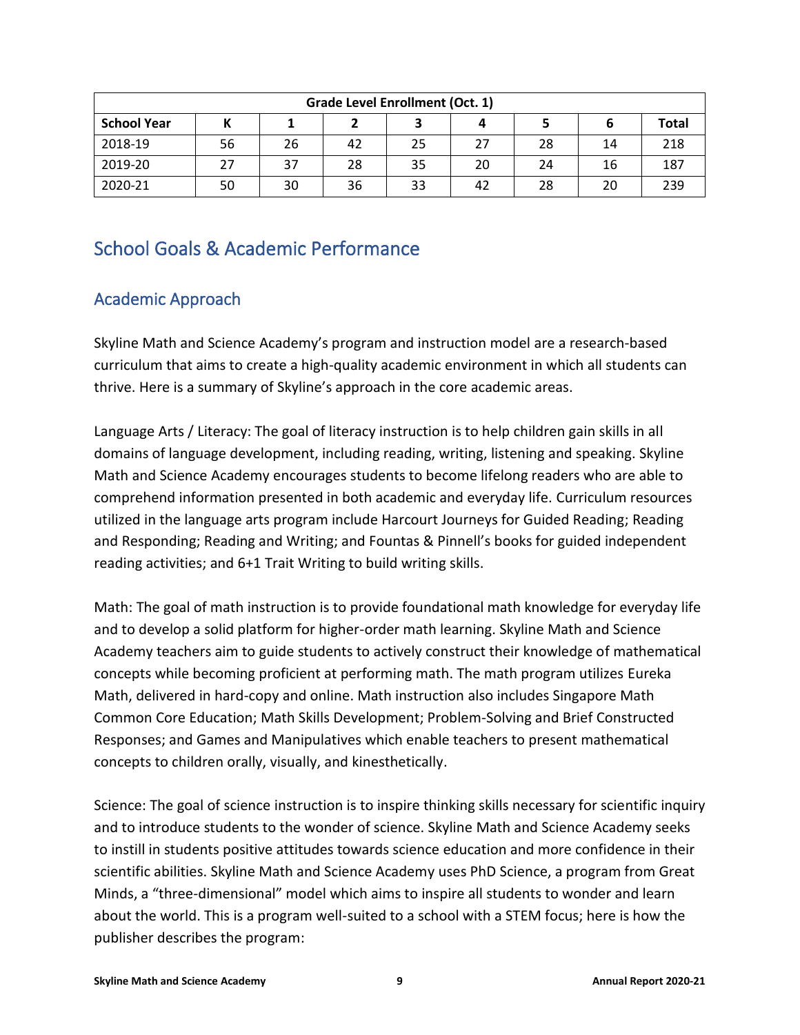| Grade Level Enrollment (Oct. 1) | | | | | | | | |
|---|---|---|---|---|---|---|---|---|
| **School Year** | **K** | **1** | **2** | **3** | **4** | **5** | **6** | **Total** |
| 2018-19 | 56 | 26 | 42 | 25 | 27 | 28 | 14 | 218 |
| 2019-20 | 27 | 37 | 28 | 35 | 20 | 24 | 16 | 187 |
| 2020-21 | 50 | 30 | 36 | 33 | 42 | 28 | 20 | 239 |

# School Goals & Academic Performance

## Academic Approach

Skyline Math and Science Academy's program and instruction model are a research-based curriculum that aims to create a high-quality academic environment in which all students can thrive. Here is a summary of Skyline's approach in the core academic areas.

Language Arts / Literacy: The goal of literacy instruction is to help children gain skills in all domains of language development, including reading, writing, listening and speaking. Skyline Math and Science Academy encourages students to become lifelong readers who are able to comprehend information presented in both academic and everyday life. Curriculum resources utilized in the language arts program include Harcourt Journeys for Guided Reading; Reading and Responding; Reading and Writing; and Fountas & Pinnell's books for guided independent reading activities; and 6+1 Trait Writing to build writing skills.

Math: The goal of math instruction is to provide foundational math knowledge for everyday life and to develop a solid platform for higher-order math learning. Skyline Math and Science Academy teachers aim to guide students to actively construct their knowledge of mathematical concepts while becoming proficient at performing math. The math program utilizes Eureka Math, delivered in hard-copy and online. Math instruction also includes Singapore Math Common Core Education; Math Skills Development; Problem-Solving and Brief Constructed Responses; and Games and Manipulatives which enable teachers to present mathematical concepts to children orally, visually, and kinesthetically.

Science: The goal of science instruction is to inspire thinking skills necessary for scientific inquiry and to introduce students to the wonder of science. Skyline Math and Science Academy seeks to instill in students positive attitudes towards science education and more confidence in their scientific abilities. Skyline Math and Science Academy uses PhD Science, a program from Great Minds, a "three-dimensional" model which aims to inspire all students to wonder and learn about the world. This is a program well-suited to a school with a STEM focus; here is how the publisher describes the program: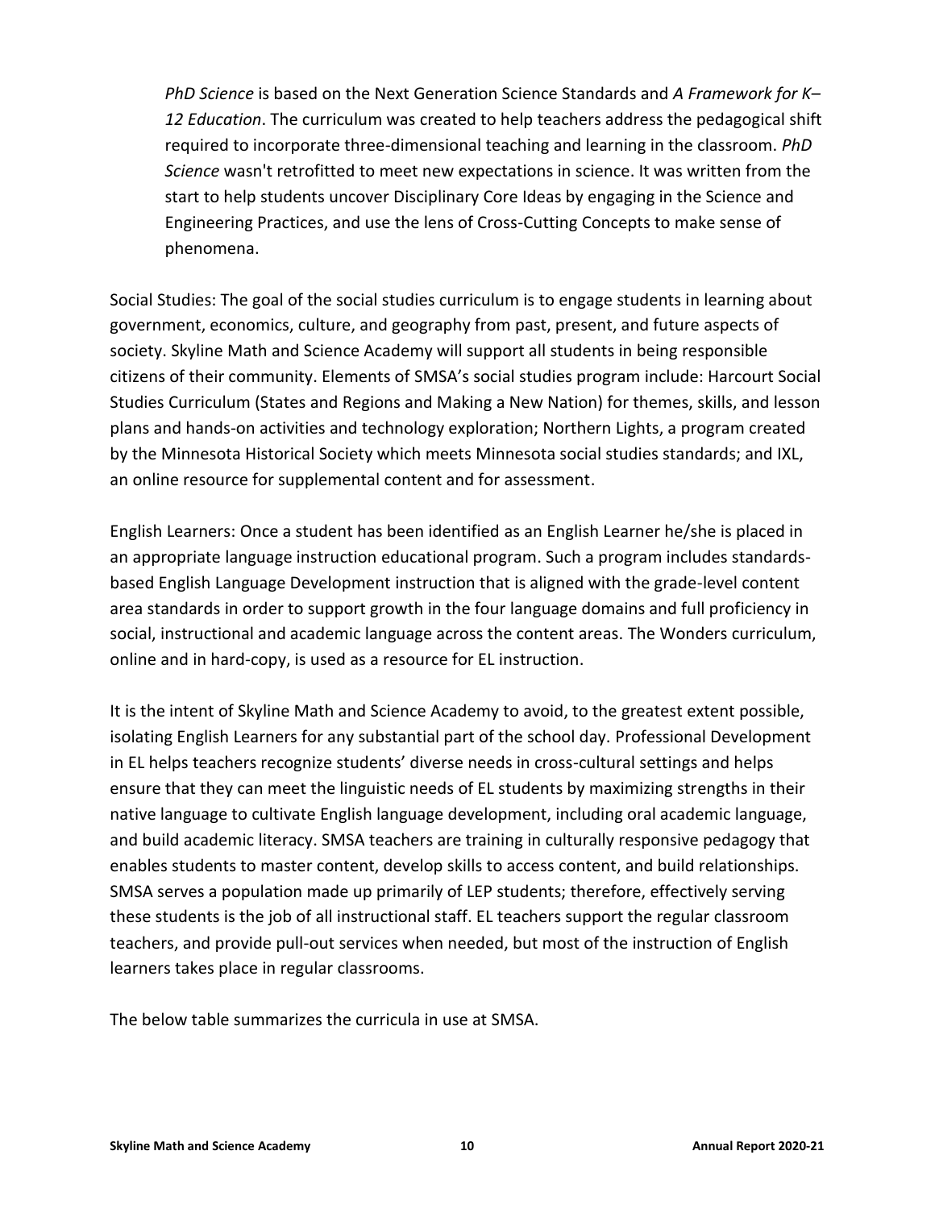*PhD Science* is based on the Next Generation Science Standards and *A Framework for K–12 Education*. The curriculum was created to help teachers address the pedagogical shift required to incorporate three-dimensional teaching and learning in the classroom. *PhD Science* wasn't retrofitted to meet new expectations in science. It was written from the start to help students uncover Disciplinary Core Ideas by engaging in the Science and Engineering Practices, and use the lens of Cross-Cutting Concepts to make sense of phenomena.

Social Studies: The goal of the social studies curriculum is to engage students in learning about government, economics, culture, and geography from past, present, and future aspects of society. Skyline Math and Science Academy will support all students in being responsible citizens of their community. Elements of SMSA's social studies program include: Harcourt Social Studies Curriculum (States and Regions and Making a New Nation) for themes, skills, and lesson plans and hands-on activities and technology exploration; Northern Lights, a program created by the Minnesota Historical Society which meets Minnesota social studies standards; and IXL, an online resource for supplemental content and for assessment.

English Learners: Once a student has been identified as an English Learner he/she is placed in an appropriate language instruction educational program. Such a program includes standards-based English Language Development instruction that is aligned with the grade-level content area standards in order to support growth in the four language domains and full proficiency in social, instructional and academic language across the content areas. The Wonders curriculum, online and in hard-copy, is used as a resource for EL instruction.

It is the intent of Skyline Math and Science Academy to avoid, to the greatest extent possible, isolating English Learners for any substantial part of the school day. Professional Development in EL helps teachers recognize students' diverse needs in cross-cultural settings and helps ensure that they can meet the linguistic needs of EL students by maximizing strengths in their native language to cultivate English language development, including oral academic language, and build academic literacy. SMSA teachers are training in culturally responsive pedagogy that enables students to master content, develop skills to access content, and build relationships. SMSA serves a population made up primarily of LEP students; therefore, effectively serving these students is the job of all instructional staff. EL teachers support the regular classroom teachers, and provide pull-out services when needed, but most of the instruction of English learners takes place in regular classrooms.

The below table summarizes the curricula in use at SMSA.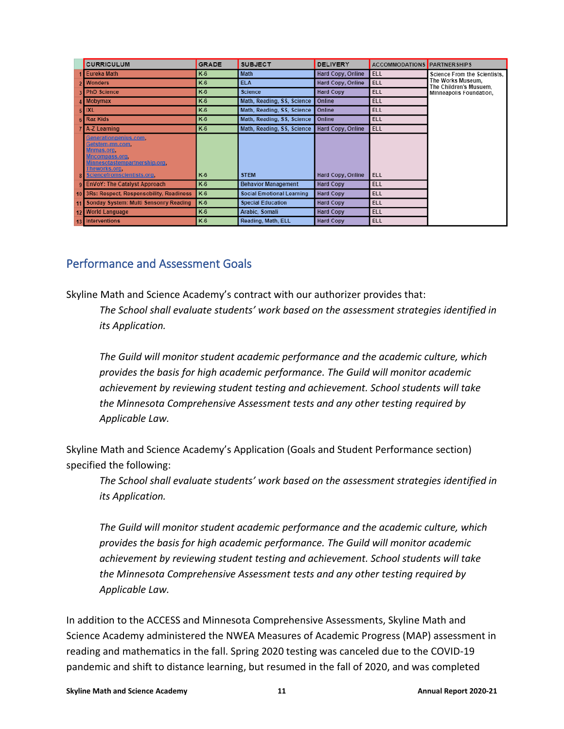| | CURRICULUM | GRADE | SUBJECT | DELIVERY | ACCOMMODATIONS | PARTNERSHIPS |
|---|---|---|---|---|---|---|
| 1 | Eureka Math | K-6 | Math | Hard Copy, Online | ELL | Science From the Scientists, The Works Museum, The Children's Musuem, Minneapolis Foundation, |
| 2 | Wonders | K-6 | ELA | Hard Copy, Online | ELL | |
| 3 | PhD Science | K-6 | Science | Hard Copy | ELL | |
| 4 | Mobymax | K-6 | Math, Reading, SS, Science | Online | ELL | |
| 5 | IXL | K-6 | Math, Reading, SS, Science | Online | ELL | |
| 6 | Raz Kids | K-6 | Math, Reading, SS, Science | Online | ELL | |
| 7 | A-Z Learning | K-6 | Math, Reading, SS, Science | Hard Copy, Online | ELL | |
| 8 | Generationgenius.com, Getstem-mn.com, Mnmas.org, Mncompass.org, Minnesotastempartnership.org, Theworks.org, Sciencefromscientists.org, | K-6 | STEM | Hard Copy, Online | ELL | |
| 9 | EnVoY: The Catalyst Approach | K-6 | Behavior Management | Hard Copy | ELL | |
| 10 | 3Rs: Respect, Responsibility, Readiness | K-6 | Social Emotional Learning | Hard Copy | ELL | |
| 11 | Sonday System: Multi Sensonry Reading | K-6 | Special Education | Hard Copy | ELL | |
| 12 | World Language | K-6 | Arabic, Somali | Hard Copy | ELL | |
| 13 | Interventions | K-6 | Reading, Math, ELL | Hard Copy | ELL | |

## Performance and Assessment Goals

Skyline Math and Science Academy's contract with our authorizer provides that:

> *The School shall evaluate students' work based on the assessment strategies identified in its Application.*
>
> *The Guild will monitor student academic performance and the academic culture, which provides the basis for high academic performance. The Guild will monitor academic achievement by reviewing student testing and achievement. School students will take the Minnesota Comprehensive Assessment tests and any other testing required by Applicable Law.*

Skyline Math and Science Academy's Application (Goals and Student Performance section) specified the following:

> *The School shall evaluate students' work based on the assessment strategies identified in its Application.*
>
> *The Guild will monitor student academic performance and the academic culture, which provides the basis for high academic performance. The Guild will monitor academic achievement by reviewing student testing and achievement. School students will take the Minnesota Comprehensive Assessment tests and any other testing required by Applicable Law.*

In addition to the ACCESS and Minnesota Comprehensive Assessments, Skyline Math and Science Academy administered the NWEA Measures of Academic Progress (MAP) assessment in reading and mathematics in the fall. Spring 2020 testing was canceled due to the COVID-19 pandemic and shift to distance learning, but resumed in the fall of 2020, and was completed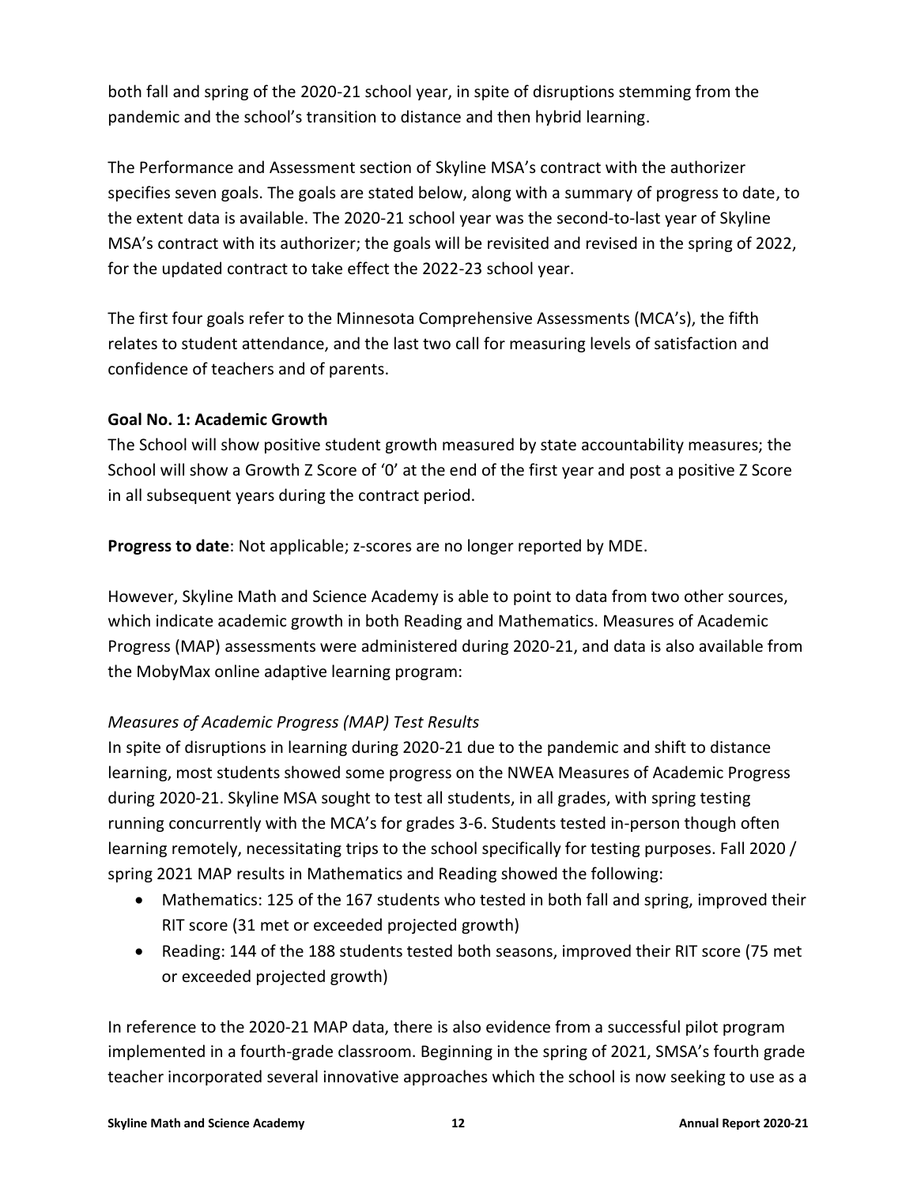both fall and spring of the 2020-21 school year, in spite of disruptions stemming from the pandemic and the school's transition to distance and then hybrid learning.

The Performance and Assessment section of Skyline MSA's contract with the authorizer specifies seven goals. The goals are stated below, along with a summary of progress to date, to the extent data is available. The 2020-21 school year was the second-to-last year of Skyline MSA's contract with its authorizer; the goals will be revisited and revised in the spring of 2022, for the updated contract to take effect the 2022-23 school year.

The first four goals refer to the Minnesota Comprehensive Assessments (MCA's), the fifth relates to student attendance, and the last two call for measuring levels of satisfaction and confidence of teachers and of parents.

**Goal No. 1: Academic Growth**
The School will show positive student growth measured by state accountability measures; the School will show a Growth Z Score of '0' at the end of the first year and post a positive Z Score in all subsequent years during the contract period.

**Progress to date**: Not applicable; z-scores are no longer reported by MDE.

However, Skyline Math and Science Academy is able to point to data from two other sources, which indicate academic growth in both Reading and Mathematics. Measures of Academic Progress (MAP) assessments were administered during 2020-21, and data is also available from the MobyMax online adaptive learning program:

*Measures of Academic Progress (MAP) Test Results*
In spite of disruptions in learning during 2020-21 due to the pandemic and shift to distance learning, most students showed some progress on the NWEA Measures of Academic Progress during 2020-21. Skyline MSA sought to test all students, in all grades, with spring testing running concurrently with the MCA's for grades 3-6. Students tested in-person though often learning remotely, necessitating trips to the school specifically for testing purposes. Fall 2020 / spring 2021 MAP results in Mathematics and Reading showed the following:

- Mathematics: 125 of the 167 students who tested in both fall and spring, improved their RIT score (31 met or exceeded projected growth)
- Reading: 144 of the 188 students tested both seasons, improved their RIT score (75 met or exceeded projected growth)

In reference to the 2020-21 MAP data, there is also evidence from a successful pilot program implemented in a fourth-grade classroom. Beginning in the spring of 2021, SMSA's fourth grade teacher incorporated several innovative approaches which the school is now seeking to use as a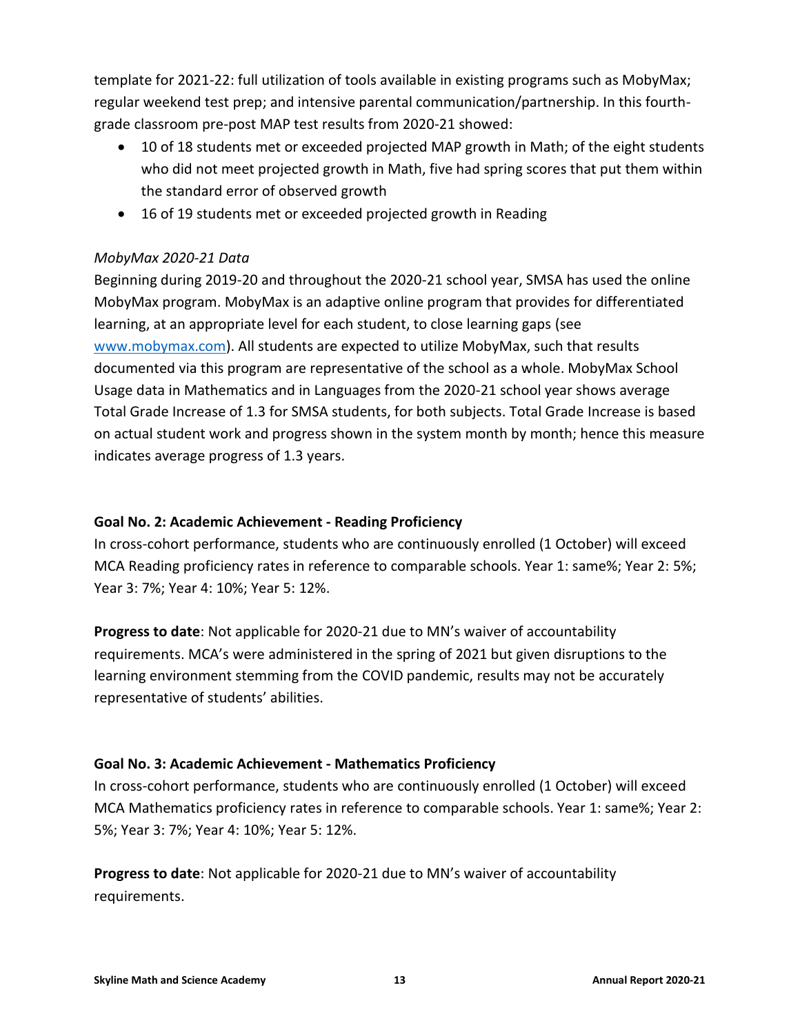template for 2021-22: full utilization of tools available in existing programs such as MobyMax; regular weekend test prep; and intensive parental communication/partnership. In this fourth-grade classroom pre-post MAP test results from 2020-21 showed:

- 10 of 18 students met or exceeded projected MAP growth in Math; of the eight students who did not meet projected growth in Math, five had spring scores that put them within the standard error of observed growth
- 16 of 19 students met or exceeded projected growth in Reading

*MobyMax 2020-21 Data*

Beginning during 2019-20 and throughout the 2020-21 school year, SMSA has used the online MobyMax program. MobyMax is an adaptive online program that provides for differentiated learning, at an appropriate level for each student, to close learning gaps (see [www.mobymax.com](www.mobymax.com)). All students are expected to utilize MobyMax, such that results documented via this program are representative of the school as a whole. MobyMax School Usage data in Mathematics and in Languages from the 2020-21 school year shows average Total Grade Increase of 1.3 for SMSA students, for both subjects. Total Grade Increase is based on actual student work and progress shown in the system month by month; hence this measure indicates average progress of 1.3 years.

**Goal No. 2: Academic Achievement - Reading Proficiency**

In cross-cohort performance, students who are continuously enrolled (1 October) will exceed MCA Reading proficiency rates in reference to comparable schools. Year 1: same%; Year 2: 5%; Year 3: 7%; Year 4: 10%; Year 5: 12%.

**Progress to date**: Not applicable for 2020-21 due to MN's waiver of accountability requirements. MCA's were administered in the spring of 2021 but given disruptions to the learning environment stemming from the COVID pandemic, results may not be accurately representative of students' abilities.

**Goal No. 3: Academic Achievement - Mathematics Proficiency**

In cross-cohort performance, students who are continuously enrolled (1 October) will exceed MCA Mathematics proficiency rates in reference to comparable schools. Year 1: same%; Year 2: 5%; Year 3: 7%; Year 4: 10%; Year 5: 12%.

**Progress to date**: Not applicable for 2020-21 due to MN's waiver of accountability requirements.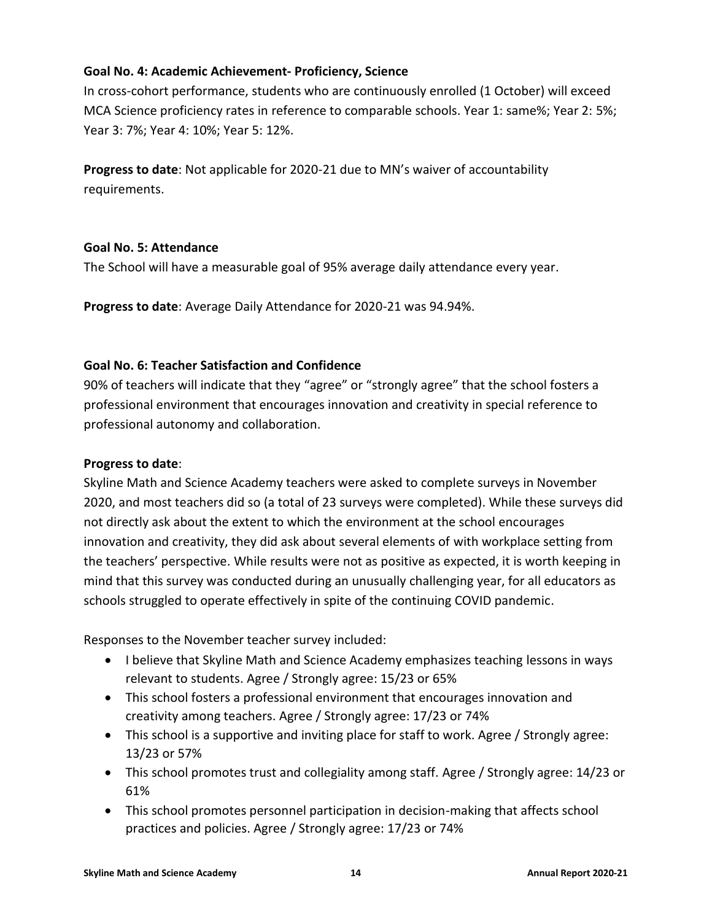**Goal No. 4: Academic Achievement- Proficiency, Science**

In cross-cohort performance, students who are continuously enrolled (1 October) will exceed MCA Science proficiency rates in reference to comparable schools. Year 1: same%; Year 2: 5%; Year 3: 7%; Year 4: 10%; Year 5: 12%.

**Progress to date**: Not applicable for 2020-21 due to MN's waiver of accountability requirements.

**Goal No. 5: Attendance**

The School will have a measurable goal of 95% average daily attendance every year.

**Progress to date**: Average Daily Attendance for 2020-21 was 94.94%.

**Goal No. 6: Teacher Satisfaction and Confidence**

90% of teachers will indicate that they "agree" or "strongly agree" that the school fosters a professional environment that encourages innovation and creativity in special reference to professional autonomy and collaboration.

**Progress to date**:

Skyline Math and Science Academy teachers were asked to complete surveys in November 2020, and most teachers did so (a total of 23 surveys were completed). While these surveys did not directly ask about the extent to which the environment at the school encourages innovation and creativity, they did ask about several elements of with workplace setting from the teachers' perspective. While results were not as positive as expected, it is worth keeping in mind that this survey was conducted during an unusually challenging year, for all educators as schools struggled to operate effectively in spite of the continuing COVID pandemic.

Responses to the November teacher survey included:

- I believe that Skyline Math and Science Academy emphasizes teaching lessons in ways relevant to students. Agree / Strongly agree: 15/23 or 65%
- This school fosters a professional environment that encourages innovation and creativity among teachers. Agree / Strongly agree: 17/23 or 74%
- This school is a supportive and inviting place for staff to work. Agree / Strongly agree: 13/23 or 57%
- This school promotes trust and collegiality among staff. Agree / Strongly agree: 14/23 or 61%
- This school promotes personnel participation in decision-making that affects school practices and policies. Agree / Strongly agree: 17/23 or 74%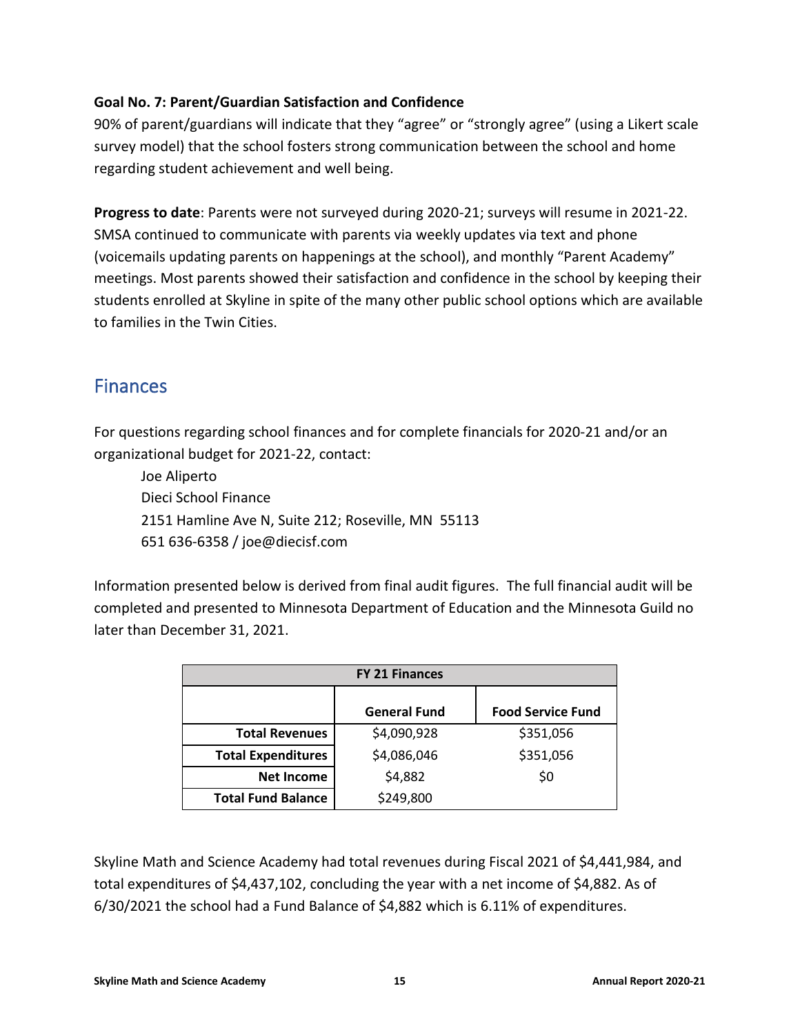**Goal No. 7: Parent/Guardian Satisfaction and Confidence**
90% of parent/guardians will indicate that they "agree" or "strongly agree" (using a Likert scale survey model) that the school fosters strong communication between the school and home regarding student achievement and well being.

**Progress to date**: Parents were not surveyed during 2020-21; surveys will resume in 2021-22. SMSA continued to communicate with parents via weekly updates via text and phone (voicemails updating parents on happenings at the school), and monthly "Parent Academy" meetings. Most parents showed their satisfaction and confidence in the school by keeping their students enrolled at Skyline in spite of the many other public school options which are available to families in the Twin Cities.

## Finances

For questions regarding school finances and for complete financials for 2020-21 and/or an organizational budget for 2021-22, contact:

Joe Aliperto
Dieci School Finance
2151 Hamline Ave N, Suite 212; Roseville, MN 55113
651 636-6358 / joe@diecisf.com

Information presented below is derived from final audit figures. The full financial audit will be completed and presented to Minnesota Department of Education and the Minnesota Guild no later than December 31, 2021.

| FY 21 Finances | | |
|---|---|---|
| | **General Fund** | **Food Service Fund** |
| **Total Revenues** | $4,090,928 | $351,056 |
| **Total Expenditures** | $4,086,046 | $351,056 |
| **Net Income** | $4,882 | $0 |
| **Total Fund Balance** | $249,800 | |

Skyline Math and Science Academy had total revenues during Fiscal 2021 of $4,441,984, and total expenditures of $4,437,102, concluding the year with a net income of $4,882. As of 6/30/2021 the school had a Fund Balance of $4,882 which is 6.11% of expenditures.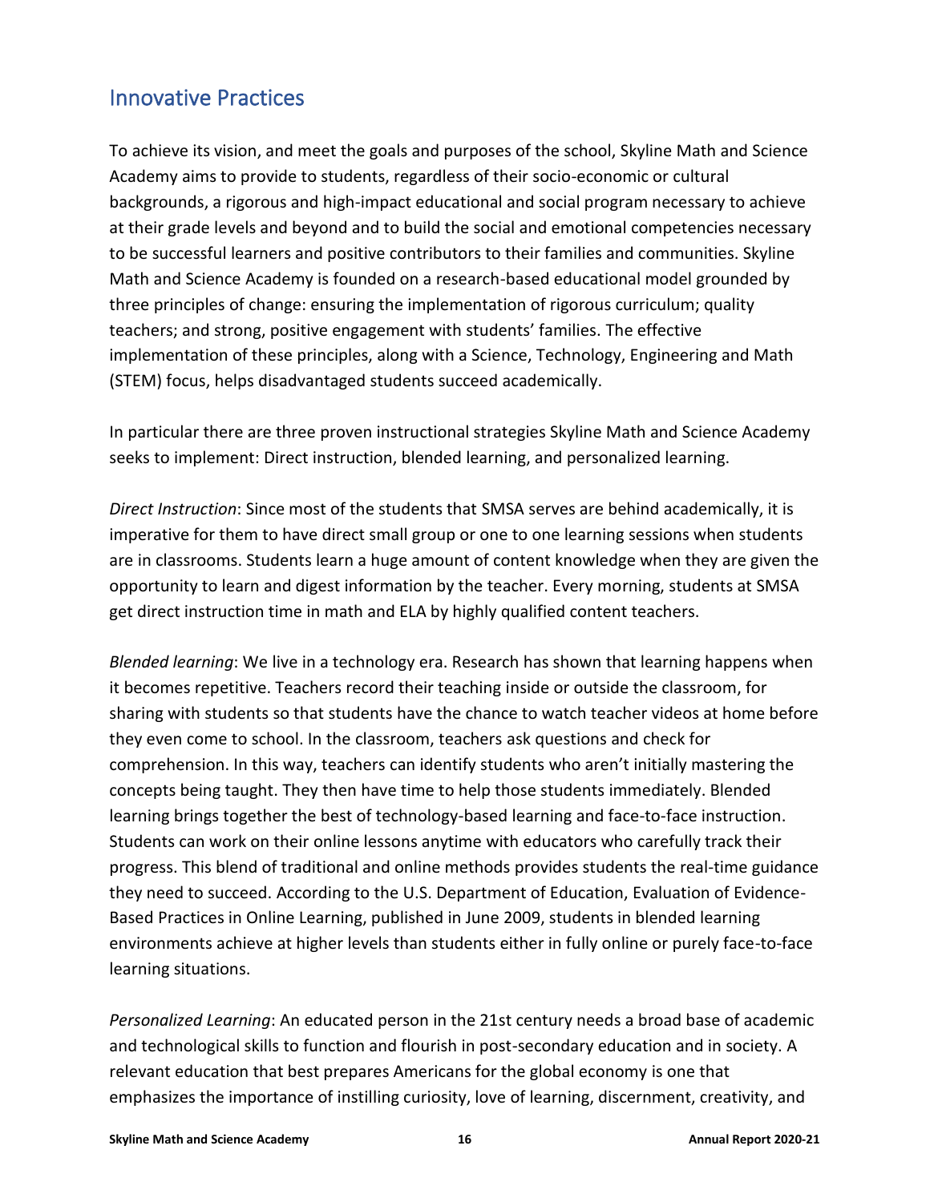## Innovative Practices

To achieve its vision, and meet the goals and purposes of the school, Skyline Math and Science Academy aims to provide to students, regardless of their socio-economic or cultural backgrounds, a rigorous and high-impact educational and social program necessary to achieve at their grade levels and beyond and to build the social and emotional competencies necessary to be successful learners and positive contributors to their families and communities. Skyline Math and Science Academy is founded on a research-based educational model grounded by three principles of change: ensuring the implementation of rigorous curriculum; quality teachers; and strong, positive engagement with students' families. The effective implementation of these principles, along with a Science, Technology, Engineering and Math (STEM) focus, helps disadvantaged students succeed academically.

In particular there are three proven instructional strategies Skyline Math and Science Academy seeks to implement: Direct instruction, blended learning, and personalized learning.

*Direct Instruction*: Since most of the students that SMSA serves are behind academically, it is imperative for them to have direct small group or one to one learning sessions when students are in classrooms. Students learn a huge amount of content knowledge when they are given the opportunity to learn and digest information by the teacher. Every morning, students at SMSA get direct instruction time in math and ELA by highly qualified content teachers.

*Blended learning*: We live in a technology era. Research has shown that learning happens when it becomes repetitive. Teachers record their teaching inside or outside the classroom, for sharing with students so that students have the chance to watch teacher videos at home before they even come to school. In the classroom, teachers ask questions and check for comprehension. In this way, teachers can identify students who aren't initially mastering the concepts being taught. They then have time to help those students immediately. Blended learning brings together the best of technology-based learning and face-to-face instruction. Students can work on their online lessons anytime with educators who carefully track their progress. This blend of traditional and online methods provides students the real-time guidance they need to succeed. According to the U.S. Department of Education, Evaluation of Evidence-Based Practices in Online Learning, published in June 2009, students in blended learning environments achieve at higher levels than students either in fully online or purely face-to-face learning situations.

*Personalized Learning*: An educated person in the 21st century needs a broad base of academic and technological skills to function and flourish in post-secondary education and in society. A relevant education that best prepares Americans for the global economy is one that emphasizes the importance of instilling curiosity, love of learning, discernment, creativity, and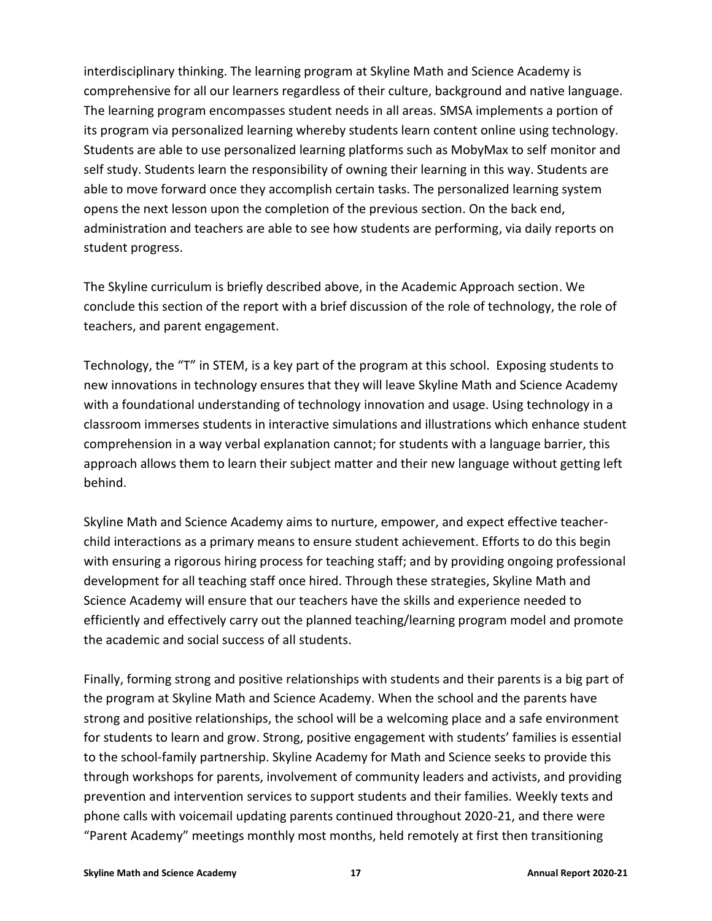interdisciplinary thinking. The learning program at Skyline Math and Science Academy is comprehensive for all our learners regardless of their culture, background and native language. The learning program encompasses student needs in all areas. SMSA implements a portion of its program via personalized learning whereby students learn content online using technology. Students are able to use personalized learning platforms such as MobyMax to self monitor and self study. Students learn the responsibility of owning their learning in this way. Students are able to move forward once they accomplish certain tasks. The personalized learning system opens the next lesson upon the completion of the previous section. On the back end, administration and teachers are able to see how students are performing, via daily reports on student progress.

The Skyline curriculum is briefly described above, in the Academic Approach section. We conclude this section of the report with a brief discussion of the role of technology, the role of teachers, and parent engagement.

Technology, the "T" in STEM, is a key part of the program at this school. Exposing students to new innovations in technology ensures that they will leave Skyline Math and Science Academy with a foundational understanding of technology innovation and usage. Using technology in a classroom immerses students in interactive simulations and illustrations which enhance student comprehension in a way verbal explanation cannot; for students with a language barrier, this approach allows them to learn their subject matter and their new language without getting left behind.

Skyline Math and Science Academy aims to nurture, empower, and expect effective teacher-child interactions as a primary means to ensure student achievement. Efforts to do this begin with ensuring a rigorous hiring process for teaching staff; and by providing ongoing professional development for all teaching staff once hired. Through these strategies, Skyline Math and Science Academy will ensure that our teachers have the skills and experience needed to efficiently and effectively carry out the planned teaching/learning program model and promote the academic and social success of all students.

Finally, forming strong and positive relationships with students and their parents is a big part of the program at Skyline Math and Science Academy. When the school and the parents have strong and positive relationships, the school will be a welcoming place and a safe environment for students to learn and grow. Strong, positive engagement with students' families is essential to the school-family partnership. Skyline Academy for Math and Science seeks to provide this through workshops for parents, involvement of community leaders and activists, and providing prevention and intervention services to support students and their families. Weekly texts and phone calls with voicemail updating parents continued throughout 2020-21, and there were "Parent Academy" meetings monthly most months, held remotely at first then transitioning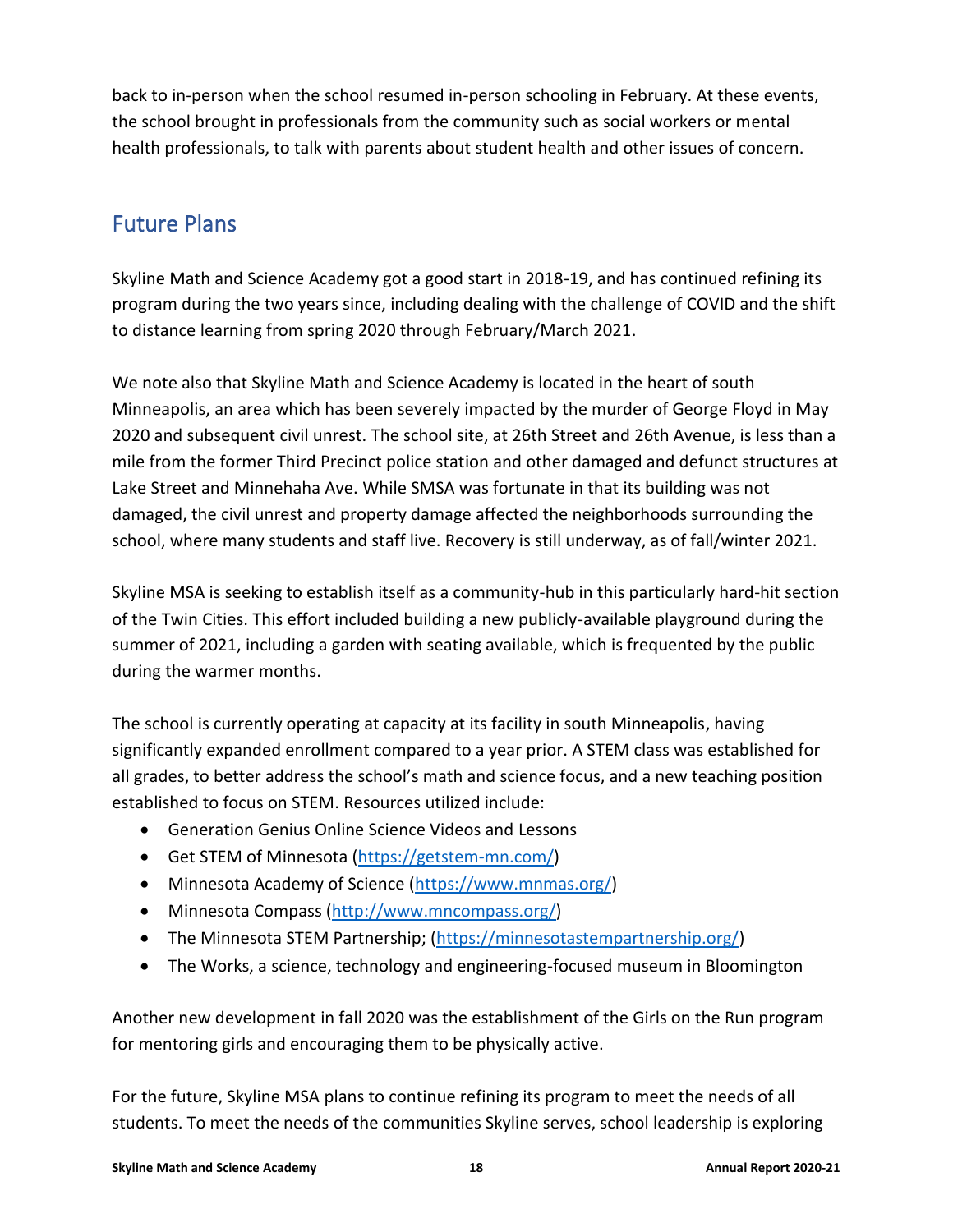back to in-person when the school resumed in-person schooling in February. At these events, the school brought in professionals from the community such as social workers or mental health professionals, to talk with parents about student health and other issues of concern.

## Future Plans

Skyline Math and Science Academy got a good start in 2018-19, and has continued refining its program during the two years since, including dealing with the challenge of COVID and the shift to distance learning from spring 2020 through February/March 2021.

We note also that Skyline Math and Science Academy is located in the heart of south Minneapolis, an area which has been severely impacted by the murder of George Floyd in May 2020 and subsequent civil unrest. The school site, at 26th Street and 26th Avenue, is less than a mile from the former Third Precinct police station and other damaged and defunct structures at Lake Street and Minnehaha Ave. While SMSA was fortunate in that its building was not damaged, the civil unrest and property damage affected the neighborhoods surrounding the school, where many students and staff live. Recovery is still underway, as of fall/winter 2021.

Skyline MSA is seeking to establish itself as a community-hub in this particularly hard-hit section of the Twin Cities. This effort included building a new publicly-available playground during the summer of 2021, including a garden with seating available, which is frequented by the public during the warmer months.

The school is currently operating at capacity at its facility in south Minneapolis, having significantly expanded enrollment compared to a year prior. A STEM class was established for all grades, to better address the school's math and science focus, and a new teaching position established to focus on STEM. Resources utilized include:

- Generation Genius Online Science Videos and Lessons
- Get STEM of Minnesota (https://getstem-mn.com/)
- Minnesota Academy of Science (https://www.mnmas.org/)
- Minnesota Compass (http://www.mncompass.org/)
- The Minnesota STEM Partnership; (https://minnesotastempartnership.org/)
- The Works, a science, technology and engineering-focused museum in Bloomington

Another new development in fall 2020 was the establishment of the Girls on the Run program for mentoring girls and encouraging them to be physically active.

For the future, Skyline MSA plans to continue refining its program to meet the needs of all students. To meet the needs of the communities Skyline serves, school leadership is exploring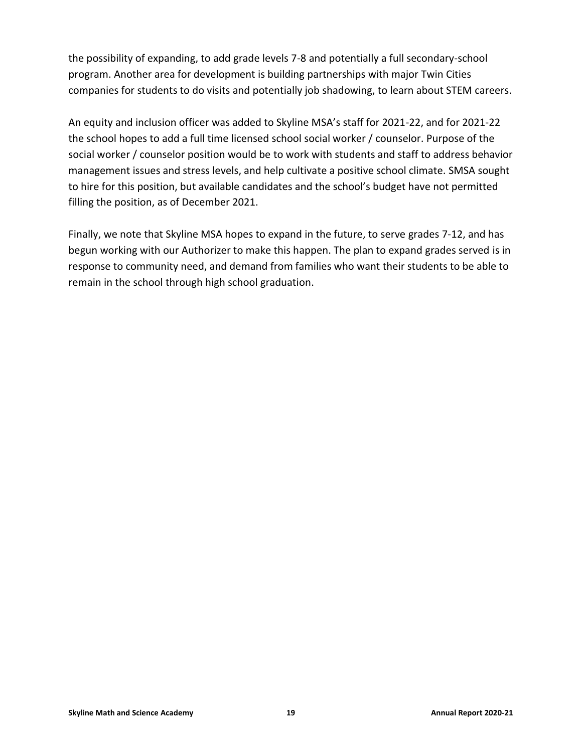the possibility of expanding, to add grade levels 7-8 and potentially a full secondary-school program. Another area for development is building partnerships with major Twin Cities companies for students to do visits and potentially job shadowing, to learn about STEM careers.

An equity and inclusion officer was added to Skyline MSA's staff for 2021-22, and for 2021-22 the school hopes to add a full time licensed school social worker / counselor. Purpose of the social worker / counselor position would be to work with students and staff to address behavior management issues and stress levels, and help cultivate a positive school climate. SMSA sought to hire for this position, but available candidates and the school's budget have not permitted filling the position, as of December 2021.

Finally, we note that Skyline MSA hopes to expand in the future, to serve grades 7-12, and has begun working with our Authorizer to make this happen. The plan to expand grades served is in response to community need, and demand from families who want their students to be able to remain in the school through high school graduation.